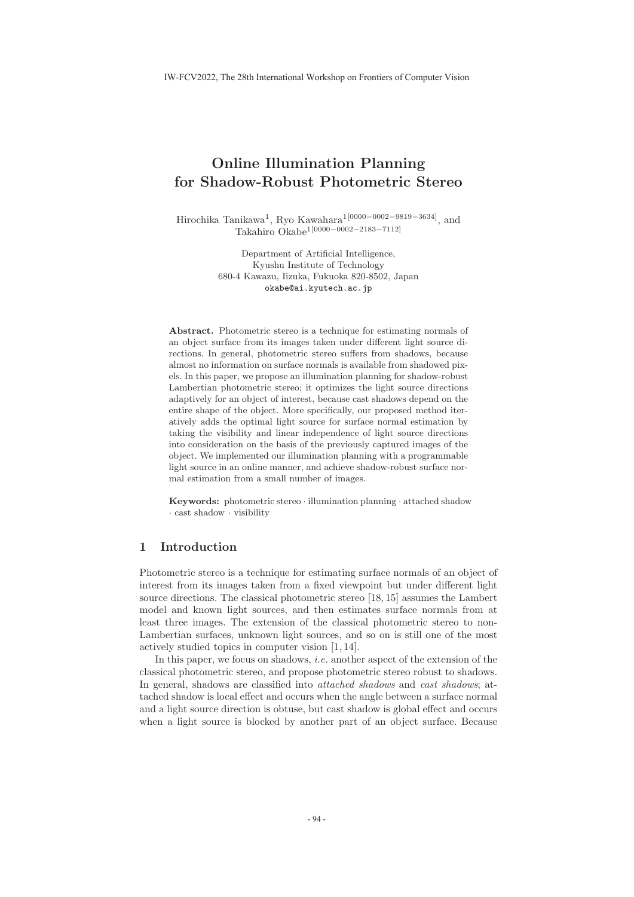# Online Illumination Planning for Shadow-Robust Photometric Stereo

Hirochika Tanikawa[1], Ryo Kawahara[1[0000−0002−9819−3634]], and Takahiro Okabe[1[0000−0002−2183−7112]]

Department of Artificial Intelligence,
Kyushu Institute of Technology
680-4 Kawazu, Iizuka, Fukuoka 820-8502, Japan
okabe@ai.kyutech.ac.jp

**Abstract.** Photometric stereo is a technique for estimating normals of an object surface from its images taken under different light source directions. In general, photometric stereo suffers from shadows, because almost no information on surface normals is available from shadowed pixels. In this paper, we propose an illumination planning for shadow-robust Lambertian photometric stereo; it optimizes the light source directions adaptively for an object of interest, because cast shadows depend on the entire shape of the object. More specifically, our proposed method iteratively adds the optimal light source for surface normal estimation by taking the visibility and linear independence of light source directions into consideration on the basis of the previously captured images of the object. We implemented our illumination planning with a programmable light source in an online manner, and achieve shadow-robust surface normal estimation from a small number of images.

**Keywords:** photometric stereo · illumination planning · attached shadow · cast shadow · visibility

## 1 Introduction

Photometric stereo is a technique for estimating surface normals of an object of interest from its images taken from a fixed viewpoint but under different light source directions. The classical photometric stereo [18, 15] assumes the Lambert model and known light sources, and then estimates surface normals from at least three images. The extension of the classical photometric stereo to non-Lambertian surfaces, unknown light sources, and so on is still one of the most actively studied topics in computer vision [1, 14].

In this paper, we focus on shadows, *i.e.* another aspect of the extension of the classical photometric stereo, and propose photometric stereo robust to shadows. In general, shadows are classified into *attached shadows* and *cast shadows*; attached shadow is local effect and occurs when the angle between a surface normal and a light source direction is obtuse, but cast shadow is global effect and occurs when a light source is blocked by another part of an object surface. Because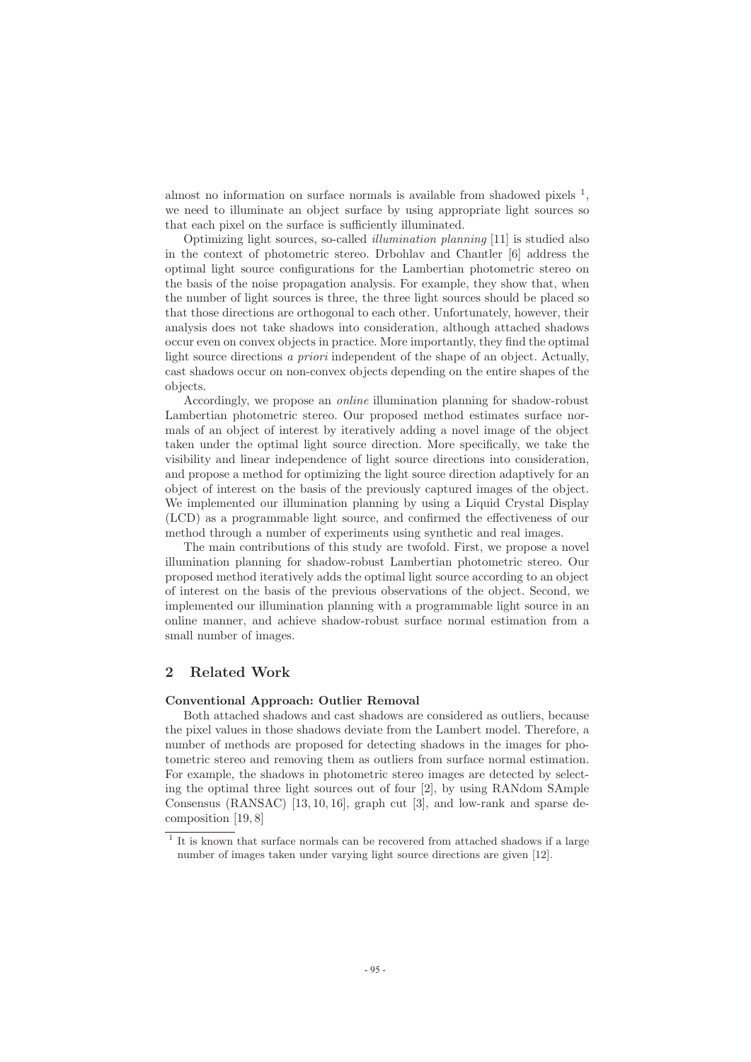almost no information on surface normals is available from shadowed pixels [1], we need to illuminate an object surface by using appropriate light sources so that each pixel on the surface is sufficiently illuminated.

Optimizing light sources, so-called *illumination planning* [11] is studied also in the context of photometric stereo. Drbohlav and Chantler [6] address the optimal light source configurations for the Lambertian photometric stereo on the basis of the noise propagation analysis. For example, they show that, when the number of light sources is three, the three light sources should be placed so that those directions are orthogonal to each other. Unfortunately, however, their analysis does not take shadows into consideration, although attached shadows occur even on convex objects in practice. More importantly, they find the optimal light source directions *a priori* independent of the shape of an object. Actually, cast shadows occur on non-convex objects depending on the entire shapes of the objects.

Accordingly, we propose an *online* illumination planning for shadow-robust Lambertian photometric stereo. Our proposed method estimates surface normals of an object of interest by iteratively adding a novel image of the object taken under the optimal light source direction. More specifically, we take the visibility and linear independence of light source directions into consideration, and propose a method for optimizing the light source direction adaptively for an object of interest on the basis of the previously captured images of the object. We implemented our illumination planning by using a Liquid Crystal Display (LCD) as a programmable light source, and confirmed the effectiveness of our method through a number of experiments using synthetic and real images.

The main contributions of this study are twofold. First, we propose a novel illumination planning for shadow-robust Lambertian photometric stereo. Our proposed method iteratively adds the optimal light source according to an object of interest on the basis of the previous observations of the object. Second, we implemented our illumination planning with a programmable light source in an online manner, and achieve shadow-robust surface normal estimation from a small number of images.

## 2 Related Work

**Conventional Approach: Outlier Removal**

Both attached shadows and cast shadows are considered as outliers, because the pixel values in those shadows deviate from the Lambert model. Therefore, a number of methods are proposed for detecting shadows in the images for photometric stereo and removing them as outliers from surface normal estimation. For example, the shadows in photometric stereo images are detected by selecting the optimal three light sources out of four [2], by using RANdom SAmple Consensus (RANSAC) [13, 10, 16], graph cut [3], and low-rank and sparse decomposition [19, 8]

[1] It is known that surface normals can be recovered from attached shadows if a large number of images taken under varying light source directions are given [12].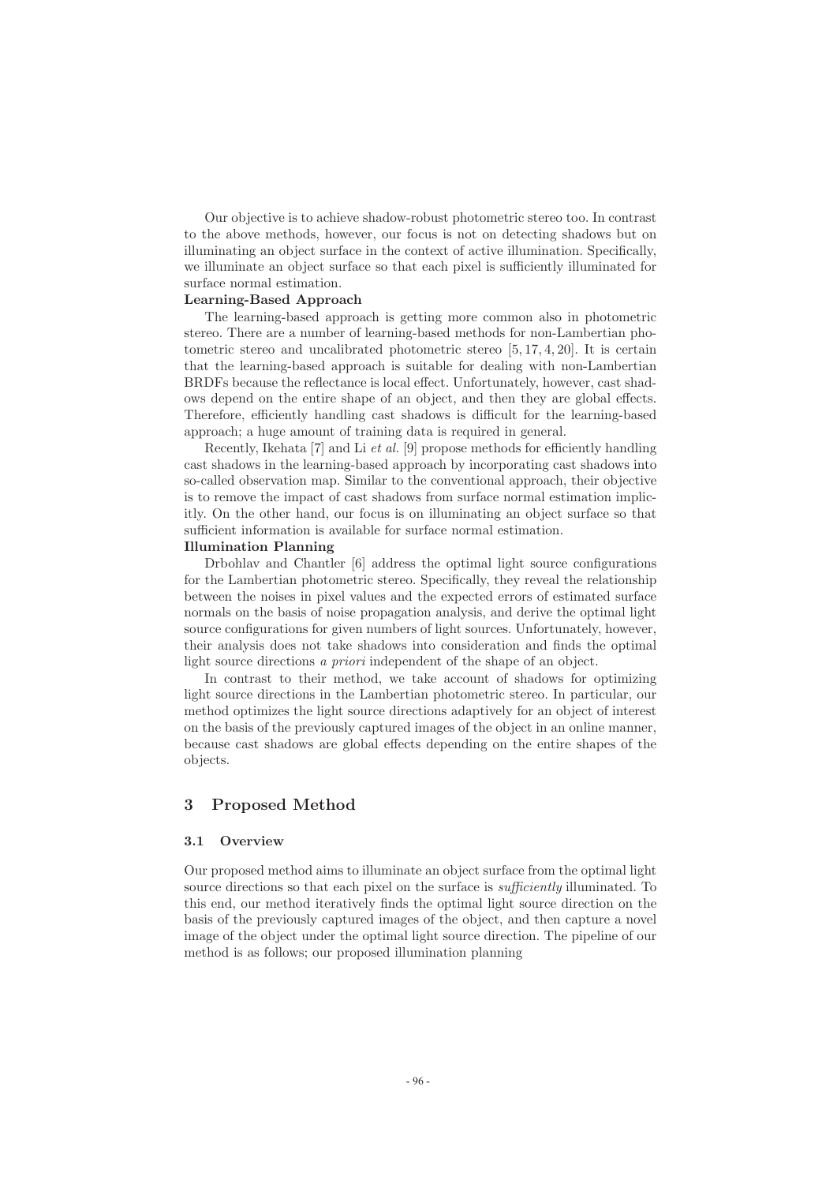Our objective is to achieve shadow-robust photometric stereo too. In contrast to the above methods, however, our focus is not on detecting shadows but on illuminating an object surface in the context of active illumination. Specifically, we illuminate an object surface so that each pixel is sufficiently illuminated for surface normal estimation.

**Learning-Based Approach**

The learning-based approach is getting more common also in photometric stereo. There are a number of learning-based methods for non-Lambertian photometric stereo and uncalibrated photometric stereo [5, 17, 4, 20]. It is certain that the learning-based approach is suitable for dealing with non-Lambertian BRDFs because the reflectance is local effect. Unfortunately, however, cast shadows depend on the entire shape of an object, and then they are global effects. Therefore, efficiently handling cast shadows is difficult for the learning-based approach; a huge amount of training data is required in general.

Recently, Ikehata [7] and Li *et al.* [9] propose methods for efficiently handling cast shadows in the learning-based approach by incorporating cast shadows into so-called observation map. Similar to the conventional approach, their objective is to remove the impact of cast shadows from surface normal estimation implicitly. On the other hand, our focus is on illuminating an object surface so that sufficient information is available for surface normal estimation.

**Illumination Planning**

Drbohlav and Chantler [6] address the optimal light source configurations for the Lambertian photometric stereo. Specifically, they reveal the relationship between the noises in pixel values and the expected errors of estimated surface normals on the basis of noise propagation analysis, and derive the optimal light source configurations for given numbers of light sources. Unfortunately, however, their analysis does not take shadows into consideration and finds the optimal light source directions *a priori* independent of the shape of an object.

In contrast to their method, we take account of shadows for optimizing light source directions in the Lambertian photometric stereo. In particular, our method optimizes the light source directions adaptively for an object of interest on the basis of the previously captured images of the object in an online manner, because cast shadows are global effects depending on the entire shapes of the objects.

## 3 Proposed Method

### 3.1 Overview

Our proposed method aims to illuminate an object surface from the optimal light source directions so that each pixel on the surface is *sufficiently* illuminated. To this end, our method iteratively finds the optimal light source direction on the basis of the previously captured images of the object, and then capture a novel image of the object under the optimal light source direction. The pipeline of our method is as follows; our proposed illumination planning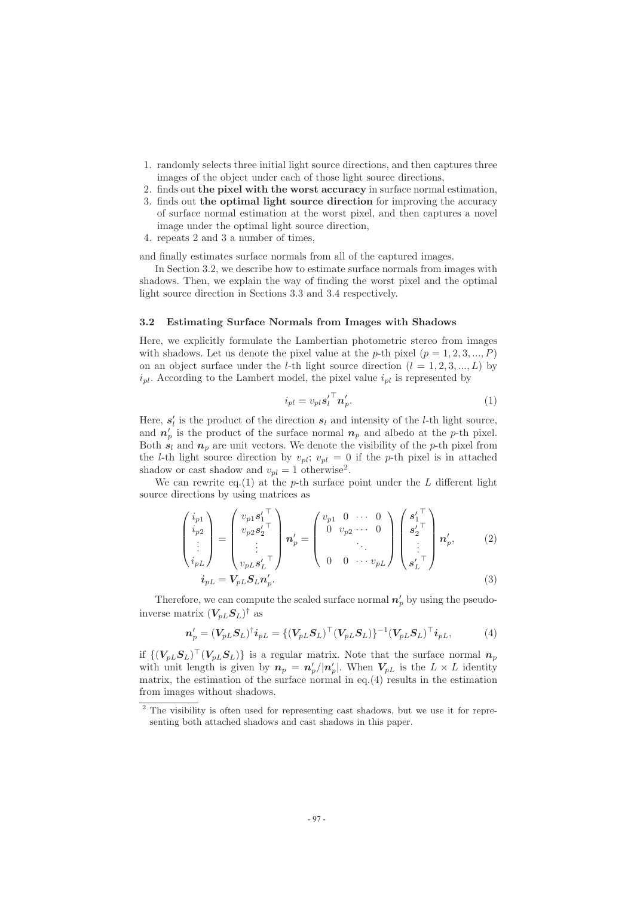1. randomly selects three initial light source directions, and then captures three images of the object under each of those light source directions,
2. finds out **the pixel with the worst accuracy** in surface normal estimation,
3. finds out **the optimal light source direction** for improving the accuracy of surface normal estimation at the worst pixel, and then captures a novel image under the optimal light source direction,
4. repeats 2 and 3 a number of times,

and finally estimates surface normals from all of the captured images.

In Section 3.2, we describe how to estimate surface normals from images with shadows. Then, we explain the way of finding the worst pixel and the optimal light source direction in Sections 3.3 and 3.4 respectively.

### 3.2 Estimating Surface Normals from Images with Shadows

Here, we explicitly formulate the Lambertian photometric stereo from images with shadows. Let us denote the pixel value at the $p$-th pixel ($p = 1, 2, 3, ..., P$) on an object surface under the $l$-th light source direction ($l = 1, 2, 3, ..., L$) by $i_{pl}$. According to the Lambert model, the pixel value $i_{pl}$ is represented by

$$i_{pl} = v_{pl} \boldsymbol{s}_l'^\top \boldsymbol{n}_p'. \tag{1}$$

Here, $\boldsymbol{s}_l'$ is the product of the direction $\boldsymbol{s}_l$ and intensity of the $l$-th light source, and $\boldsymbol{n}_p'$ is the product of the surface normal $\boldsymbol{n}_p$ and albedo at the $p$-th pixel. Both $\boldsymbol{s}_l$ and $\boldsymbol{n}_p$ are unit vectors. We denote the visibility of the $p$-th pixel from the $l$-th light source direction by $v_{pl}$; $v_{pl} = 0$ if the $p$-th pixel is in attached shadow or cast shadow and $v_{pl} = 1$ otherwise[2].

We can rewrite eq.(1) at the $p$-th surface point under the $L$ different light source directions by using matrices as

$$\begin{pmatrix} i_{p1} \\ i_{p2} \\ \vdots \\ i_{pL} \end{pmatrix} = \begin{pmatrix} v_{p1} \boldsymbol{s}_1'^\top \\ v_{p2} \boldsymbol{s}_2'^\top \\ \vdots \\ v_{pL} \boldsymbol{s}_L'^\top \end{pmatrix} \boldsymbol{n}_p' = \begin{pmatrix} v_{p1} & 0 & \cdots & 0 \\ 0 & v_{p2} & \cdots & 0 \\ & & \ddots & \\ 0 & 0 & \cdots & v_{pL} \end{pmatrix} \begin{pmatrix} \boldsymbol{s}_1'^\top \\ \boldsymbol{s}_2'^\top \\ \vdots \\ \boldsymbol{s}_L'^\top \end{pmatrix} \boldsymbol{n}_p', \tag{2}$$

$$\boldsymbol{i}_{pL} = \boldsymbol{V}_{pL} \boldsymbol{S}_L \boldsymbol{n}_p'. \tag{3}$$

Therefore, we can compute the scaled surface normal $\boldsymbol{n}_p'$ by using the pseudo-inverse matrix $(\boldsymbol{V}_{pL}\boldsymbol{S}_L)^\dagger$ as

$$\boldsymbol{n}_p' = (\boldsymbol{V}_{pL}\boldsymbol{S}_L)^\dagger \boldsymbol{i}_{pL} = \{(\boldsymbol{V}_{pL}\boldsymbol{S}_L)^\top (\boldsymbol{V}_{pL}\boldsymbol{S}_L)\}^{-1} (\boldsymbol{V}_{pL}\boldsymbol{S}_L)^\top \boldsymbol{i}_{pL}, \tag{4}$$

if $\{(\boldsymbol{V}_{pL}\boldsymbol{S}_L)^\top (\boldsymbol{V}_{pL}\boldsymbol{S}_L)\}$ is a regular matrix. Note that the surface normal $\boldsymbol{n}_p$ with unit length is given by $\boldsymbol{n}_p = \boldsymbol{n}_p'/|\boldsymbol{n}_p'|$. When $\boldsymbol{V}_{pL}$ is the $L \times L$ identity matrix, the estimation of the surface normal in eq.(4) results in the estimation from images without shadows.

[2] The visibility is often used for representing cast shadows, but we use it for representing both attached shadows and cast shadows in this paper.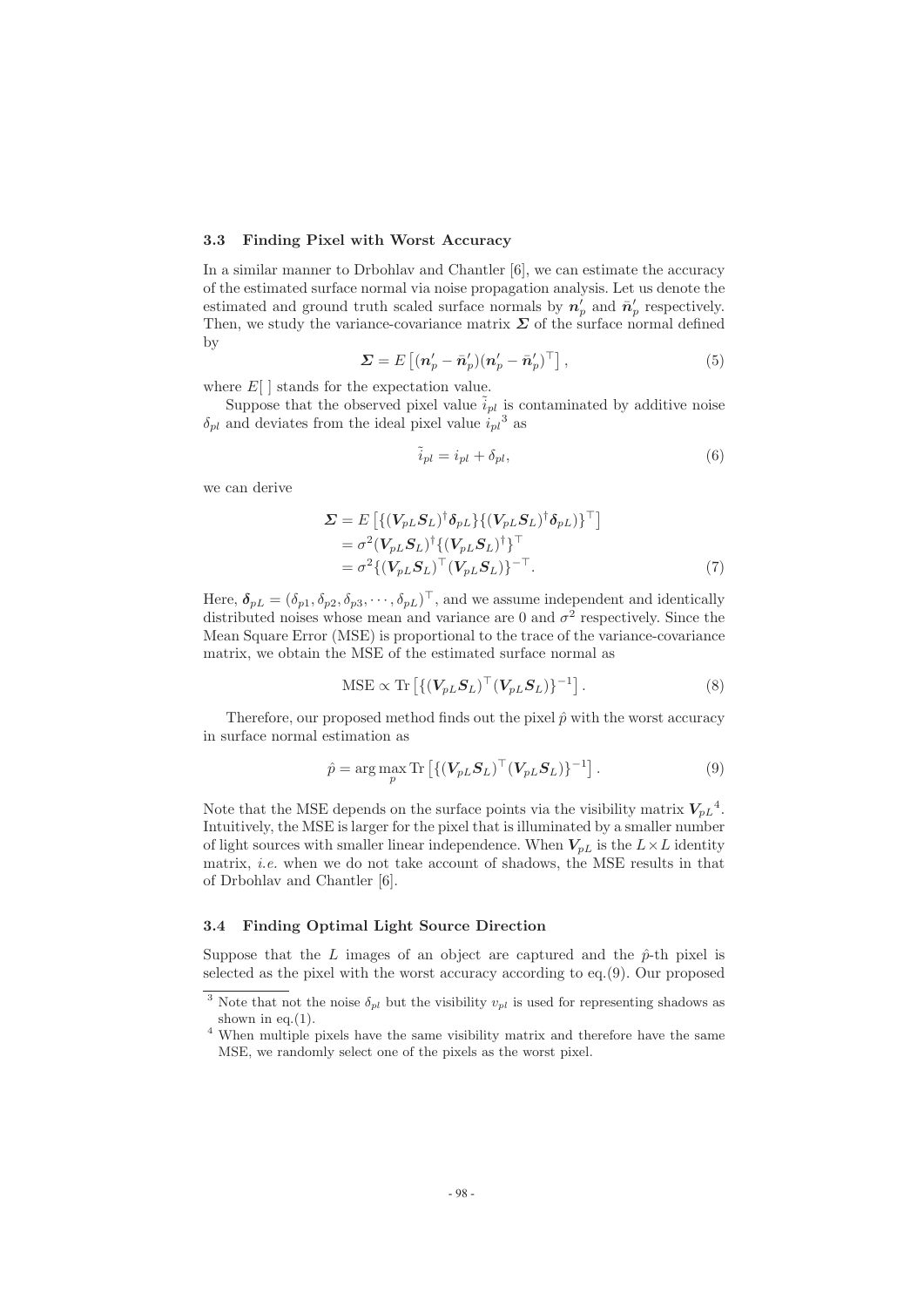### 3.3 Finding Pixel with Worst Accuracy

In a similar manner to Drbohlav and Chantler [6], we can estimate the accuracy of the estimated surface normal via noise propagation analysis. Let us denote the estimated and ground truth scaled surface normals by $\boldsymbol{n}'_p$ and $\bar{\boldsymbol{n}}'_p$ respectively. Then, we study the variance-covariance matrix $\boldsymbol{\Sigma}$ of the surface normal defined by

$$\boldsymbol{\Sigma} = E\left[(\boldsymbol{n}'_p - \bar{\boldsymbol{n}}'_p)(\boldsymbol{n}'_p - \bar{\boldsymbol{n}}'_p)^\top\right], \tag{5}$$

where $E[\ ]$ stands for the expectation value.

Suppose that the observed pixel value $\tilde{i}_{pl}$ is contaminated by additive noise $\delta_{pl}$ and deviates from the ideal pixel value $i_{pl}$[3] as

$$\tilde{i}_{pl} = i_{pl} + \delta_{pl}, \tag{6}$$

we can derive

$$\begin{aligned}
\boldsymbol{\Sigma} &= E\left[\{(\boldsymbol{V}_{pL}\boldsymbol{S}_L)^\dagger \boldsymbol{\delta}_{pL}\}\{(\boldsymbol{V}_{pL}\boldsymbol{S}_L)^\dagger \boldsymbol{\delta}_{pL})\}^\top\right] \\
&= \sigma^2 (\boldsymbol{V}_{pL}\boldsymbol{S}_L)^\dagger \{(\boldsymbol{V}_{pL}\boldsymbol{S}_L)^\dagger\}^\top \\
&= \sigma^2 \{(\boldsymbol{V}_{pL}\boldsymbol{S}_L)^\top (\boldsymbol{V}_{pL}\boldsymbol{S}_L)\}^{-\top}.
\end{aligned} \tag{7}$$

Here, $\boldsymbol{\delta}_{pL} = (\delta_{p1}, \delta_{p2}, \delta_{p3}, \cdots, \delta_{pL})^\top$, and we assume independent and identically distributed noises whose mean and variance are 0 and $\sigma^2$ respectively. Since the Mean Square Error (MSE) is proportional to the trace of the variance-covariance matrix, we obtain the MSE of the estimated surface normal as

$$\text{MSE} \propto \text{Tr}\left[\{(\boldsymbol{V}_{pL}\boldsymbol{S}_L)^\top (\boldsymbol{V}_{pL}\boldsymbol{S}_L)\}^{-1}\right]. \tag{8}$$

Therefore, our proposed method finds out the pixel $\hat{p}$ with the worst accuracy in surface normal estimation as

$$\hat{p} = \arg\max_p \text{Tr}\left[\{(\boldsymbol{V}_{pL}\boldsymbol{S}_L)^\top (\boldsymbol{V}_{pL}\boldsymbol{S}_L)\}^{-1}\right]. \tag{9}$$

Note that the MSE depends on the surface points via the visibility matrix $\boldsymbol{V}_{pL}$[4]. Intuitively, the MSE is larger for the pixel that is illuminated by a smaller number of light sources with smaller linear independence. When $\boldsymbol{V}_{pL}$ is the $L \times L$ identity matrix, *i.e.* when we do not take account of shadows, the MSE results in that of Drbohlav and Chantler [6].

### 3.4 Finding Optimal Light Source Direction

Suppose that the $L$ images of an object are captured and the $\hat{p}$-th pixel is selected as the pixel with the worst accuracy according to eq.(9). Our proposed

[3] Note that not the noise $\delta_{pl}$ but the visibility $v_{pl}$ is used for representing shadows as shown in eq.(1).

[4] When multiple pixels have the same visibility matrix and therefore have the same MSE, we randomly select one of the pixels as the worst pixel.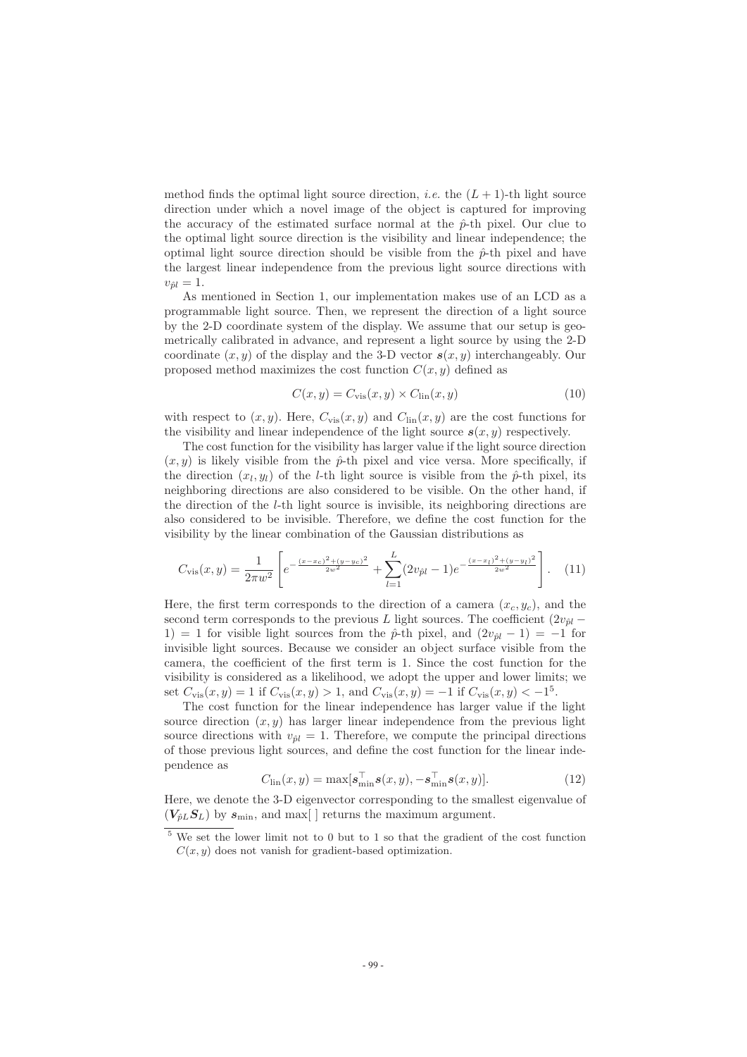method finds the optimal light source direction, *i.e.* the $(L+1)$-th light source direction under which a novel image of the object is captured for improving the accuracy of the estimated surface normal at the $\hat{p}$-th pixel. Our clue to the optimal light source direction is the visibility and linear independence; the optimal light source direction should be visible from the $\hat{p}$-th pixel and have the largest linear independence from the previous light source directions with $v_{\hat{p}l} = 1$.

As mentioned in Section 1, our implementation makes use of an LCD as a programmable light source. Then, we represent the direction of a light source by the 2-D coordinate system of the display. We assume that our setup is geometrically calibrated in advance, and represent a light source by using the 2-D coordinate $(x, y)$ of the display and the 3-D vector $\boldsymbol{s}(x, y)$ interchangeably. Our proposed method maximizes the cost function $C(x, y)$ defined as

$$C(x, y) = C_{\text{vis}}(x, y) \times C_{\text{lin}}(x, y) \tag{10}$$

with respect to $(x, y)$. Here, $C_{\text{vis}}(x, y)$ and $C_{\text{lin}}(x, y)$ are the cost functions for the visibility and linear independence of the light source $\boldsymbol{s}(x, y)$ respectively.

The cost function for the visibility has larger value if the light source direction $(x, y)$ is likely visible from the $\hat{p}$-th pixel and vice versa. More specifically, if the direction $(x_l, y_l)$ of the $l$-th light source is visible from the $\hat{p}$-th pixel, its neighboring directions are also considered to be visible. On the other hand, if the direction of the $l$-th light source is invisible, its neighboring directions are also considered to be invisible. Therefore, we define the cost function for the visibility by the linear combination of the Gaussian distributions as

$$C_{\text{vis}}(x, y) = \frac{1}{2\pi w^2}\left[ e^{-\frac{(x-x_c)^2+(y-y_c)^2}{2w^2}} + \sum_{l=1}^{L}(2v_{\hat{p}l}-1)e^{-\frac{(x-x_l)^2+(y-y_l)^2}{2w^2}} \right]. \tag{11}$$

Here, the first term corresponds to the direction of a camera $(x_c, y_c)$, and the second term corresponds to the previous $L$ light sources. The coefficient $(2v_{\hat{p}l} - 1) = 1$ for visible light sources from the $\hat{p}$-th pixel, and $(2v_{\hat{p}l} - 1) = -1$ for invisible light sources. Because we consider an object surface visible from the camera, the coefficient of the first term is 1. Since the cost function for the visibility is considered as a likelihood, we adopt the upper and lower limits; we set $C_{\text{vis}}(x, y) = 1$ if $C_{\text{vis}}(x, y) > 1$, and $C_{\text{vis}}(x, y) = -1$ if $C_{\text{vis}}(x, y) < -1$[5].

The cost function for the linear independence has larger value if the light source direction $(x, y)$ has larger linear independence from the previous light source directions with $v_{\hat{p}l} = 1$. Therefore, we compute the principal directions of those previous light sources, and define the cost function for the linear independence as

$$C_{\text{lin}}(x, y) = \max[\boldsymbol{s}_{\min}^{\top}\boldsymbol{s}(x, y), -\boldsymbol{s}_{\min}^{\top}\boldsymbol{s}(x, y)]. \tag{12}$$

Here, we denote the 3-D eigenvector corresponding to the smallest eigenvalue of $(\boldsymbol{V}_{\hat{p}L}\boldsymbol{S}_L)$ by $\boldsymbol{s}_{\min}$, and max[ ] returns the maximum argument.

[5] We set the lower limit not to 0 but to 1 so that the gradient of the cost function $C(x, y)$ does not vanish for gradient-based optimization.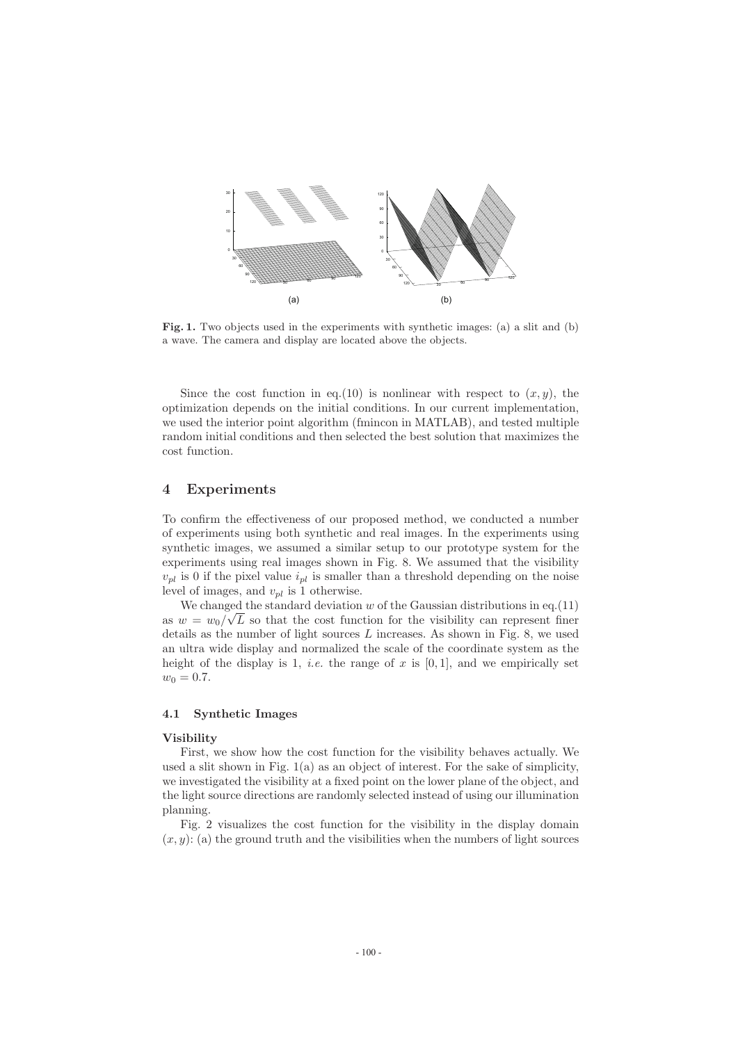**Fig. 1.** Two objects used in the experiments with synthetic images: (a) a slit and (b) a wave. The camera and display are located above the objects.

Since the cost function in eq.(10) is nonlinear with respect to $(x, y)$, the optimization depends on the initial conditions. In our current implementation, we used the interior point algorithm (fmincon in MATLAB), and tested multiple random initial conditions and then selected the best solution that maximizes the cost function.

## 4 Experiments

To confirm the effectiveness of our proposed method, we conducted a number of experiments using both synthetic and real images. In the experiments using synthetic images, we assumed a similar setup to our prototype system for the experiments using real images shown in Fig. 8. We assumed that the visibility $v_{pl}$ is 0 if the pixel value $i_{pl}$ is smaller than a threshold depending on the noise level of images, and $v_{pl}$ is 1 otherwise.

We changed the standard deviation $w$ of the Gaussian distributions in eq.(11) as $w = w_0/\sqrt{L}$ so that the cost function for the visibility can represent finer details as the number of light sources $L$ increases. As shown in Fig. 8, we used an ultra wide display and normalized the scale of the coordinate system as the height of the display is 1, *i.e.* the range of $x$ is $[0, 1]$, and we empirically set $w_0 = 0.7$.

### 4.1 Synthetic Images

**Visibility**

First, we show how the cost function for the visibility behaves actually. We used a slit shown in Fig. 1(a) as an object of interest. For the sake of simplicity, we investigated the visibility at a fixed point on the lower plane of the object, and the light source directions are randomly selected instead of using our illumination planning.

Fig. 2 visualizes the cost function for the visibility in the display domain $(x, y)$: (a) the ground truth and the visibilities when the numbers of light sources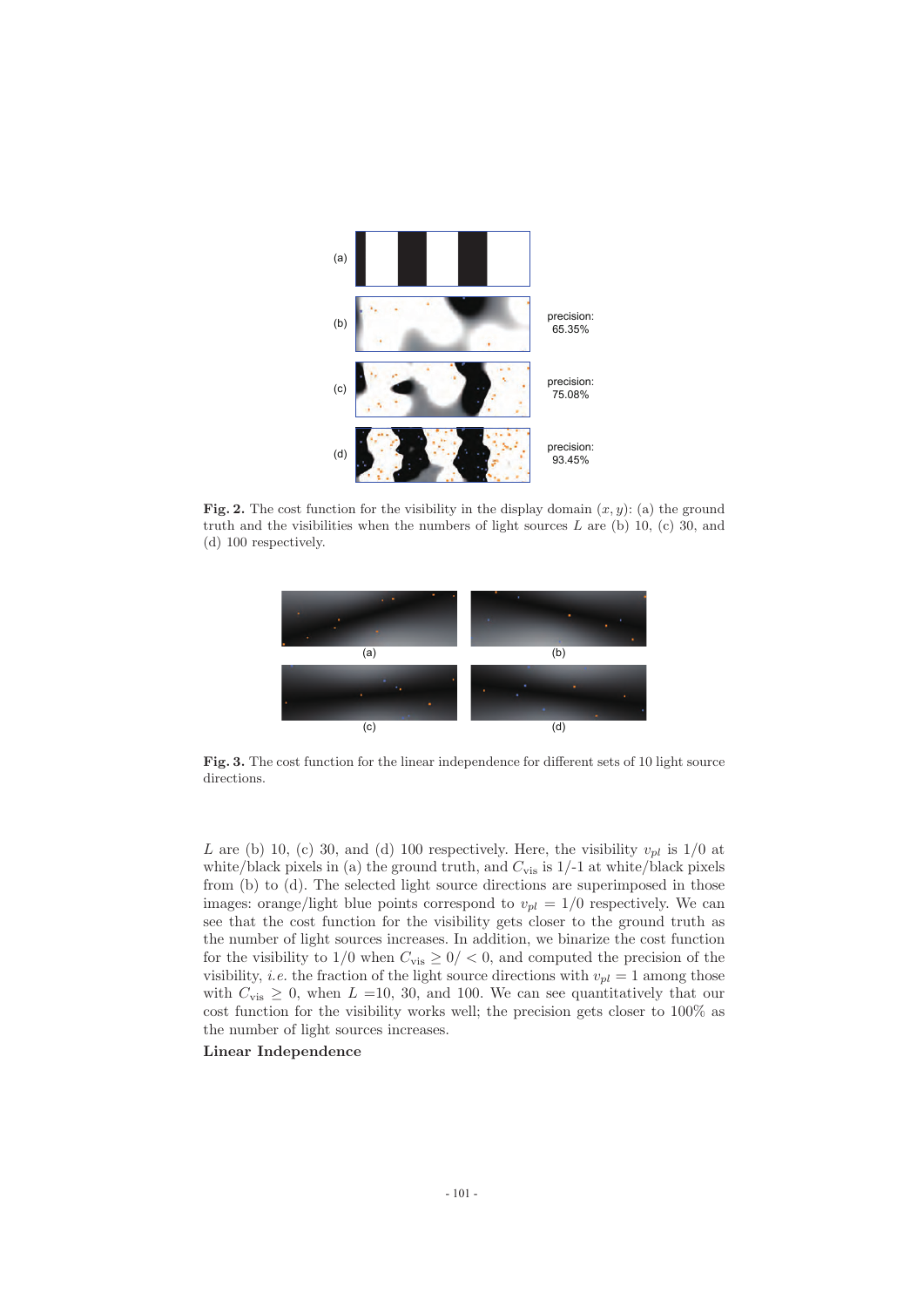(a)

(b) precision: 65.35%

(c) precision: 75.08%

(d) precision: 93.45%

**Fig. 2.** The cost function for the visibility in the display domain $(x, y)$: (a) the ground truth and the visibilities when the numbers of light sources $L$ are (b) 10, (c) 30, and (d) 100 respectively.

(a) (b) (c) (d)

**Fig. 3.** The cost function for the linear independence for different sets of 10 light source directions.

$L$ are (b) 10, (c) 30, and (d) 100 respectively. Here, the visibility $v_{pl}$ is 1/0 at white/black pixels in (a) the ground truth, and $C_{\text{vis}}$ is 1/-1 at white/black pixels from (b) to (d). The selected light source directions are superimposed in those images: orange/light blue points correspond to $v_{pl} = 1/0$ respectively. We can see that the cost function for the visibility gets closer to the ground truth as the number of light sources increases. In addition, we binarize the cost function for the visibility to 1/0 when $C_{\text{vis}} \geq 0 / < 0$, and computed the precision of the visibility, *i.e.* the fraction of the light source directions with $v_{pl} = 1$ among those with $C_{\text{vis}} \geq 0$, when $L$ =10, 30, and 100. We can see quantitatively that our cost function for the visibility works well; the precision gets closer to 100% as the number of light sources increases.

**Linear Independence**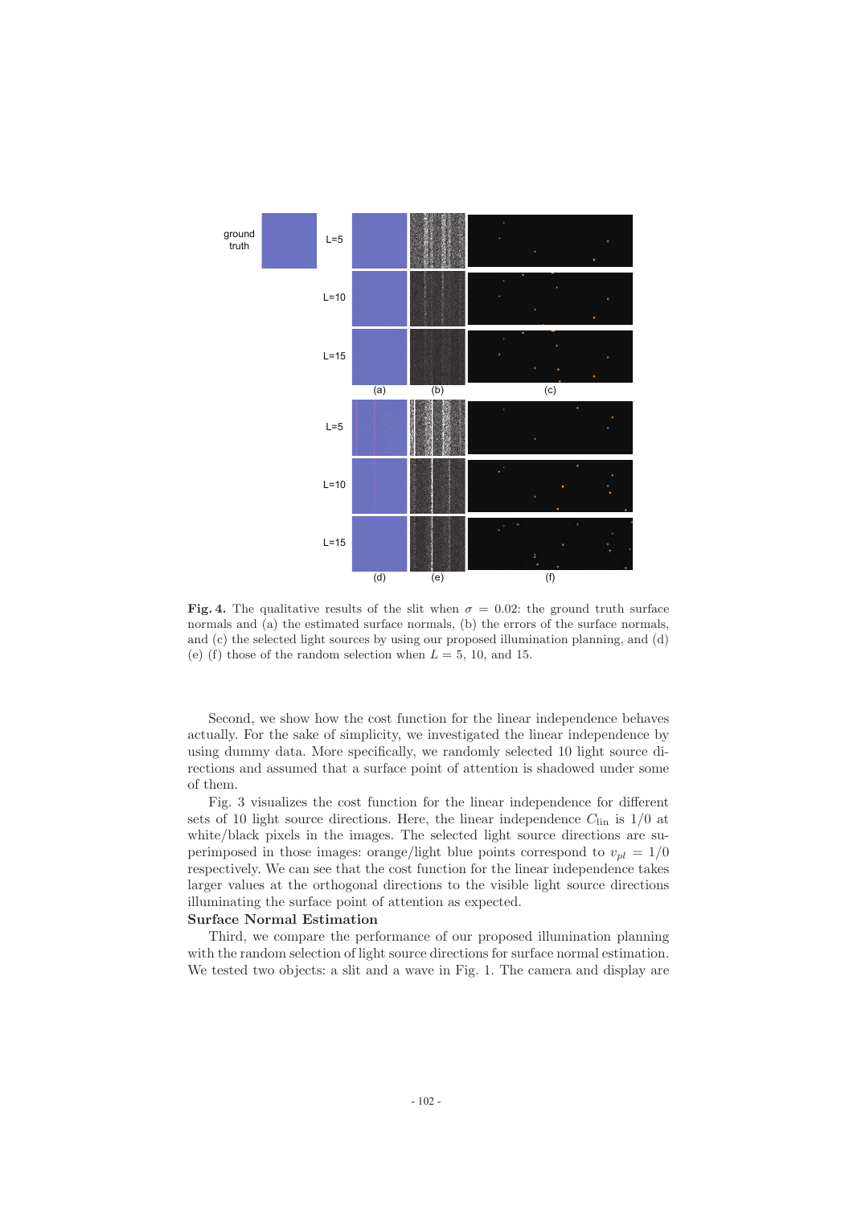**Fig. 4.** The qualitative results of the slit when $\sigma = 0.02$: the ground truth surface normals and (a) the estimated surface normals, (b) the errors of the surface normals, and (c) the selected light sources by using our proposed illumination planning, and (d) (e) (f) those of the random selection when $L = 5$, 10, and 15.

Second, we show how the cost function for the linear independence behaves actually. For the sake of simplicity, we investigated the linear independence by using dummy data. More specifically, we randomly selected 10 light source directions and assumed that a surface point of attention is shadowed under some of them.

Fig. 3 visualizes the cost function for the linear independence for different sets of 10 light source directions. Here, the linear independence $C_{\text{lin}}$ is 1/0 at white/black pixels in the images. The selected light source directions are superimposed in those images: orange/light blue points correspond to $v_{pl} = 1/0$ respectively. We can see that the cost function for the linear independence takes larger values at the orthogonal directions to the visible light source directions illuminating the surface point of attention as expected.

**Surface Normal Estimation**

Third, we compare the performance of our proposed illumination planning with the random selection of light source directions for surface normal estimation. We tested two objects: a slit and a wave in Fig. 1. The camera and display are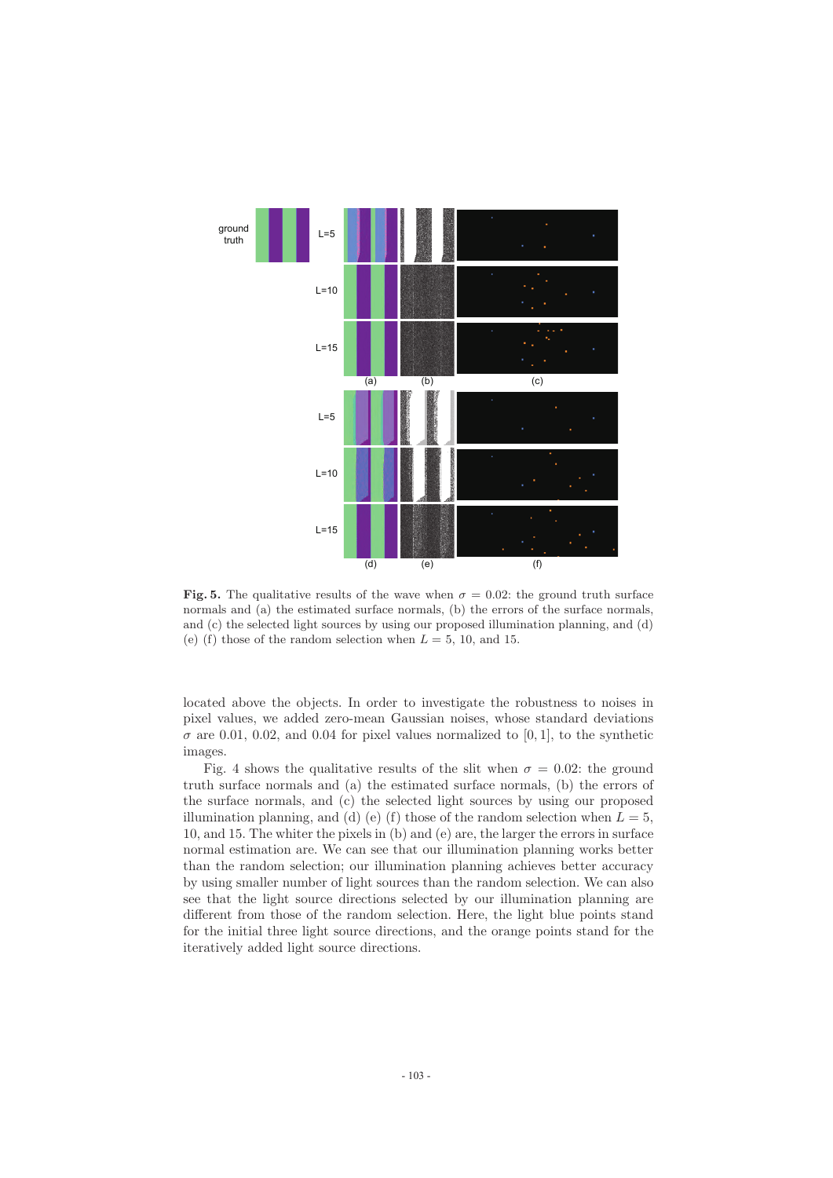**Fig. 5.** The qualitative results of the wave when $\sigma = 0.02$: the ground truth surface normals and (a) the estimated surface normals, (b) the errors of the surface normals, and (c) the selected light sources by using our proposed illumination planning, and (d) (e) (f) those of the random selection when $L = 5$, 10, and 15.

located above the objects. In order to investigate the robustness to noises in pixel values, we added zero-mean Gaussian noises, whose standard deviations $\sigma$ are 0.01, 0.02, and 0.04 for pixel values normalized to $[0, 1]$, to the synthetic images.

Fig. 4 shows the qualitative results of the slit when $\sigma = 0.02$: the ground truth surface normals and (a) the estimated surface normals, (b) the errors of the surface normals, and (c) the selected light sources by using our proposed illumination planning, and (d) (e) (f) those of the random selection when $L = 5$, 10, and 15. The whiter the pixels in (b) and (e) are, the larger the errors in surface normal estimation are. We can see that our illumination planning works better than the random selection; our illumination planning achieves better accuracy by using smaller number of light sources than the random selection. We can also see that the light source directions selected by our illumination planning are different from those of the random selection. Here, the light blue points stand for the initial three light source directions, and the orange points stand for the iteratively added light source directions.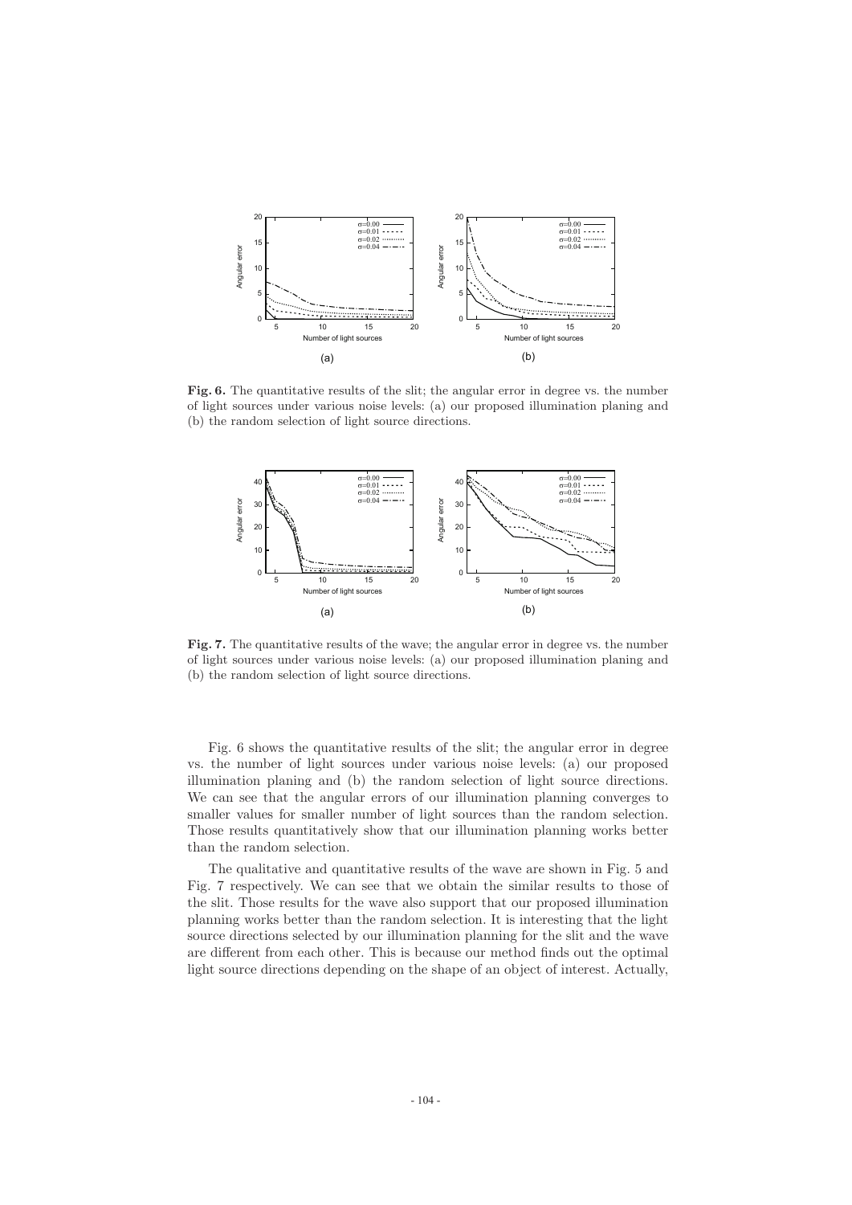**Fig. 6.** The quantitative results of the slit; the angular error in degree vs. the number of light sources under various noise levels: (a) our proposed illumination planing and (b) the random selection of light source directions.

**Fig. 7.** The quantitative results of the wave; the angular error in degree vs. the number of light sources under various noise levels: (a) our proposed illumination planing and (b) the random selection of light source directions.

Fig. 6 shows the quantitative results of the slit; the angular error in degree vs. the number of light sources under various noise levels: (a) our proposed illumination planing and (b) the random selection of light source directions. We can see that the angular errors of our illumination planning converges to smaller values for smaller number of light sources than the random selection. Those results quantitatively show that our illumination planning works better than the random selection.

The qualitative and quantitative results of the wave are shown in Fig. 5 and Fig. 7 respectively. We can see that we obtain the similar results to those of the slit. Those results for the wave also support that our proposed illumination planning works better than the random selection. It is interesting that the light source directions selected by our illumination planning for the slit and the wave are different from each other. This is because our method finds out the optimal light source directions depending on the shape of an object of interest. Actually,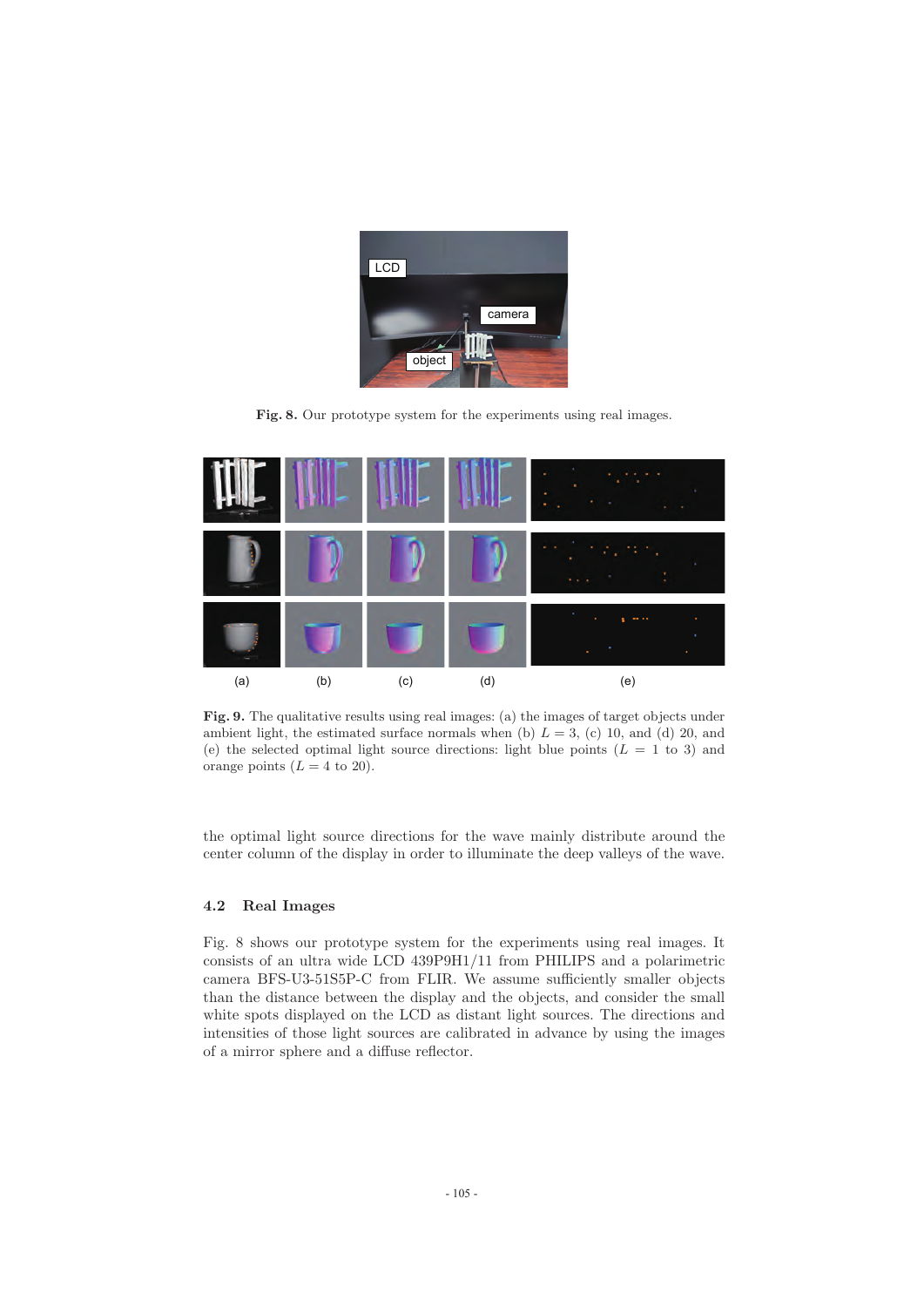Fig. 8. Our prototype system for the experiments using real images.

**Fig. 9.** The qualitative results using real images: (a) the images of target objects under ambient light, the estimated surface normals when (b) $L = 3$, (c) 10, and (d) 20, and (e) the selected optimal light source directions: light blue points ($L = 1$ to 3) and orange points ($L = 4$ to 20).

the optimal light source directions for the wave mainly distribute around the center column of the display in order to illuminate the deep valleys of the wave.

### 4.2 Real Images

Fig. 8 shows our prototype system for the experiments using real images. It consists of an ultra wide LCD 439P9H1/11 from PHILIPS and a polarimetric camera BFS-U3-51S5P-C from FLIR. We assume sufficiently smaller objects than the distance between the display and the objects, and consider the small white spots displayed on the LCD as distant light sources. The directions and intensities of those light sources are calibrated in advance by using the images of a mirror sphere and a diffuse reflector.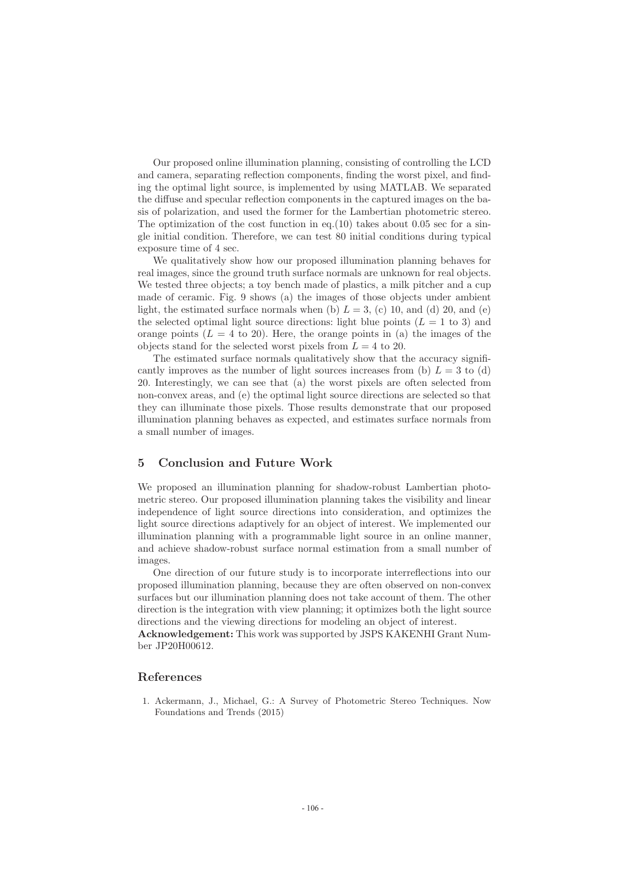Our proposed online illumination planning, consisting of controlling the LCD and camera, separating reflection components, finding the worst pixel, and finding the optimal light source, is implemented by using MATLAB. We separated the diffuse and specular reflection components in the captured images on the basis of polarization, and used the former for the Lambertian photometric stereo. The optimization of the cost function in eq.(10) takes about 0.05 sec for a single initial condition. Therefore, we can test 80 initial conditions during typical exposure time of 4 sec.

We qualitatively show how our proposed illumination planning behaves for real images, since the ground truth surface normals are unknown for real objects. We tested three objects; a toy bench made of plastics, a milk pitcher and a cup made of ceramic. Fig. 9 shows (a) the images of those objects under ambient light, the estimated surface normals when (b) $L = 3$, (c) 10, and (d) 20, and (e) the selected optimal light source directions: light blue points ($L = 1$ to 3) and orange points ($L = 4$ to 20). Here, the orange points in (a) the images of the objects stand for the selected worst pixels from $L = 4$ to 20.

The estimated surface normals qualitatively show that the accuracy significantly improves as the number of light sources increases from (b) $L = 3$ to (d) 20. Interestingly, we can see that (a) the worst pixels are often selected from non-convex areas, and (e) the optimal light source directions are selected so that they can illuminate those pixels. Those results demonstrate that our proposed illumination planning behaves as expected, and estimates surface normals from a small number of images.

## 5 Conclusion and Future Work

We proposed an illumination planning for shadow-robust Lambertian photometric stereo. Our proposed illumination planning takes the visibility and linear independence of light source directions into consideration, and optimizes the light source directions adaptively for an object of interest. We implemented our illumination planning with a programmable light source in an online manner, and achieve shadow-robust surface normal estimation from a small number of images.

One direction of our future study is to incorporate interreflections into our proposed illumination planning, because they are often observed on non-convex surfaces but our illumination planning does not take account of them. The other direction is the integration with view planning; it optimizes both the light source directions and the viewing directions for modeling an object of interest.

**Acknowledgement:** This work was supported by JSPS KAKENHI Grant Number JP20H00612.

## References

1. Ackermann, J., Michael, G.: A Survey of Photometric Stereo Techniques. Now Foundations and Trends (2015)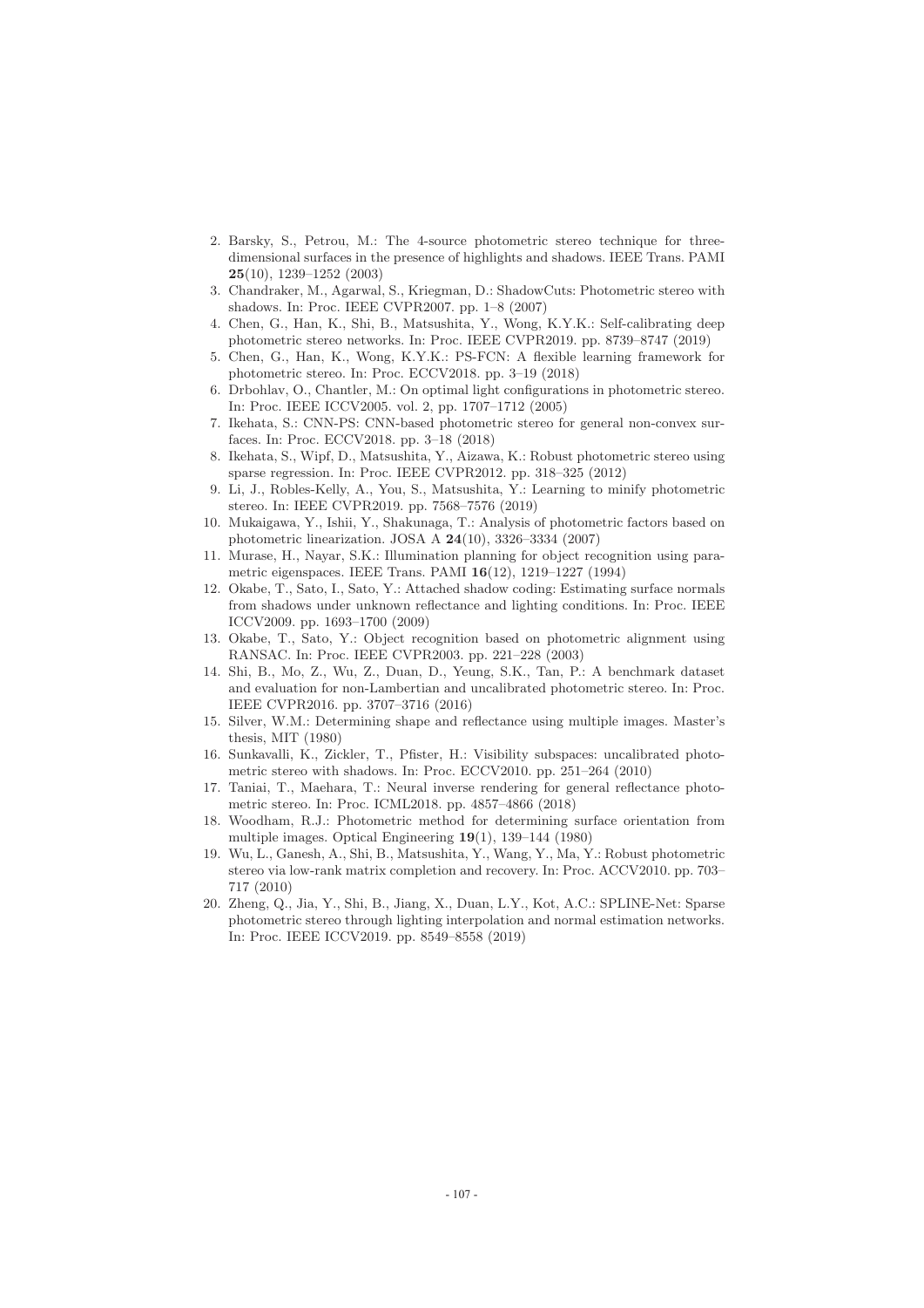2. Barsky, S., Petrou, M.: The 4-source photometric stereo technique for three-dimensional surfaces in the presence of highlights and shadows. IEEE Trans. PAMI **25**(10), 1239–1252 (2003)
3. Chandraker, M., Agarwal, S., Kriegman, D.: ShadowCuts: Photometric stereo with shadows. In: Proc. IEEE CVPR2007. pp. 1–8 (2007)
4. Chen, G., Han, K., Shi, B., Matsushita, Y., Wong, K.Y.K.: Self-calibrating deep photometric stereo networks. In: Proc. IEEE CVPR2019. pp. 8739–8747 (2019)
5. Chen, G., Han, K., Wong, K.Y.K.: PS-FCN: A flexible learning framework for photometric stereo. In: Proc. ECCV2018. pp. 3–19 (2018)
6. Drbohlav, O., Chantler, M.: On optimal light configurations in photometric stereo. In: Proc. IEEE ICCV2005. vol. 2, pp. 1707–1712 (2005)
7. Ikehata, S.: CNN-PS: CNN-based photometric stereo for general non-convex surfaces. In: Proc. ECCV2018. pp. 3–18 (2018)
8. Ikehata, S., Wipf, D., Matsushita, Y., Aizawa, K.: Robust photometric stereo using sparse regression. In: Proc. IEEE CVPR2012. pp. 318–325 (2012)
9. Li, J., Robles-Kelly, A., You, S., Matsushita, Y.: Learning to minify photometric stereo. In: IEEE CVPR2019. pp. 7568–7576 (2019)
10. Mukaigawa, Y., Ishii, Y., Shakunaga, T.: Analysis of photometric factors based on photometric linearization. JOSA A **24**(10), 3326–3334 (2007)
11. Murase, H., Nayar, S.K.: Illumination planning for object recognition using parametric eigenspaces. IEEE Trans. PAMI **16**(12), 1219–1227 (1994)
12. Okabe, T., Sato, I., Sato, Y.: Attached shadow coding: Estimating surface normals from shadows under unknown reflectance and lighting conditions. In: Proc. IEEE ICCV2009. pp. 1693–1700 (2009)
13. Okabe, T., Sato, Y.: Object recognition based on photometric alignment using RANSAC. In: Proc. IEEE CVPR2003. pp. 221–228 (2003)
14. Shi, B., Mo, Z., Wu, Z., Duan, D., Yeung, S.K., Tan, P.: A benchmark dataset and evaluation for non-Lambertian and uncalibrated photometric stereo. In: Proc. IEEE CVPR2016. pp. 3707–3716 (2016)
15. Silver, W.M.: Determining shape and reflectance using multiple images. Master's thesis, MIT (1980)
16. Sunkavalli, K., Zickler, T., Pfister, H.: Visibility subspaces: uncalibrated photometric stereo with shadows. In: Proc. ECCV2010. pp. 251–264 (2010)
17. Taniai, T., Maehara, T.: Neural inverse rendering for general reflectance photometric stereo. In: Proc. ICML2018. pp. 4857–4866 (2018)
18. Woodham, R.J.: Photometric method for determining surface orientation from multiple images. Optical Engineering **19**(1), 139–144 (1980)
19. Wu, L., Ganesh, A., Shi, B., Matsushita, Y., Wang, Y., Ma, Y.: Robust photometric stereo via low-rank matrix completion and recovery. In: Proc. ACCV2010. pp. 703–717 (2010)
20. Zheng, Q., Jia, Y., Shi, B., Jiang, X., Duan, L.Y., Kot, A.C.: SPLINE-Net: Sparse photometric stereo through lighting interpolation and normal estimation networks. In: Proc. IEEE ICCV2019. pp. 8549–8558 (2019)